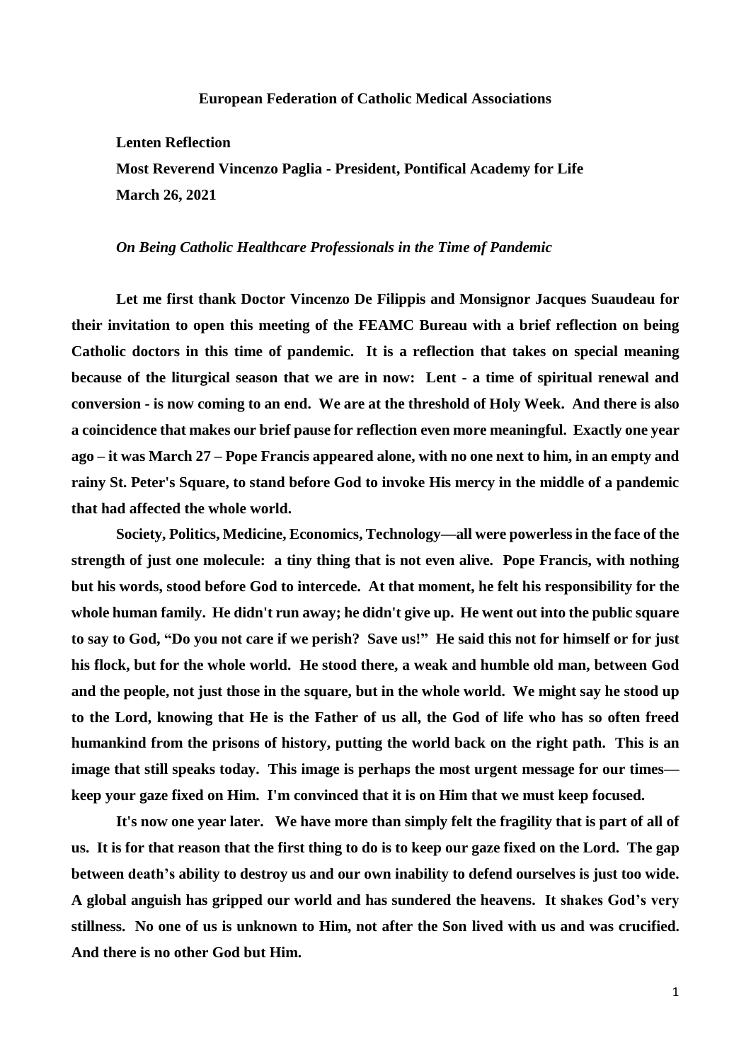**European Federation of Catholic Medical Associations**

**Lenten Reflection**

**Most Reverend Vincenzo Paglia - President, Pontifical Academy for Life**

**March 26, 2021**

***On Being Catholic Healthcare Professionals in the Time of Pandemic***

**Let me first thank Doctor Vincenzo De Filippis and Monsignor Jacques Suaudeau for their invitation to open this meeting of the FEAMC Bureau with a brief reflection on being Catholic doctors in this time of pandemic. It is a reflection that takes on special meaning because of the liturgical season that we are in now: Lent - a time of spiritual renewal and conversion - is now coming to an end. We are at the threshold of Holy Week. And there is also a coincidence that makes our brief pause for reflection even more meaningful. Exactly one year ago – it was March 27 – Pope Francis appeared alone, with no one next to him, in an empty and rainy St. Peter's Square, to stand before God to invoke His mercy in the middle of a pandemic that had affected the whole world.**

**Society, Politics, Medicine, Economics, Technology—all were powerless in the face of the strength of just one molecule: a tiny thing that is not even alive. Pope Francis, with nothing but his words, stood before God to intercede. At that moment, he felt his responsibility for the whole human family. He didn't run away; he didn't give up. He went out into the public square to say to God, "Do you not care if we perish? Save us!" He said this not for himself or for just his flock, but for the whole world. He stood there, a weak and humble old man, between God and the people, not just those in the square, but in the whole world. We might say he stood up to the Lord, knowing that He is the Father of us all, the God of life who has so often freed humankind from the prisons of history, putting the world back on the right path. This is an image that still speaks today. This image is perhaps the most urgent message for our times—keep your gaze fixed on Him. I'm convinced that it is on Him that we must keep focused.**

**It's now one year later. We have more than simply felt the fragility that is part of all of us. It is for that reason that the first thing to do is to keep our gaze fixed on the Lord. The gap between death's ability to destroy us and our own inability to defend ourselves is just too wide. A global anguish has gripped our world and has sundered the heavens. It shakes God's very stillness. No one of us is unknown to Him, not after the Son lived with us and was crucified. And there is no other God but Him.**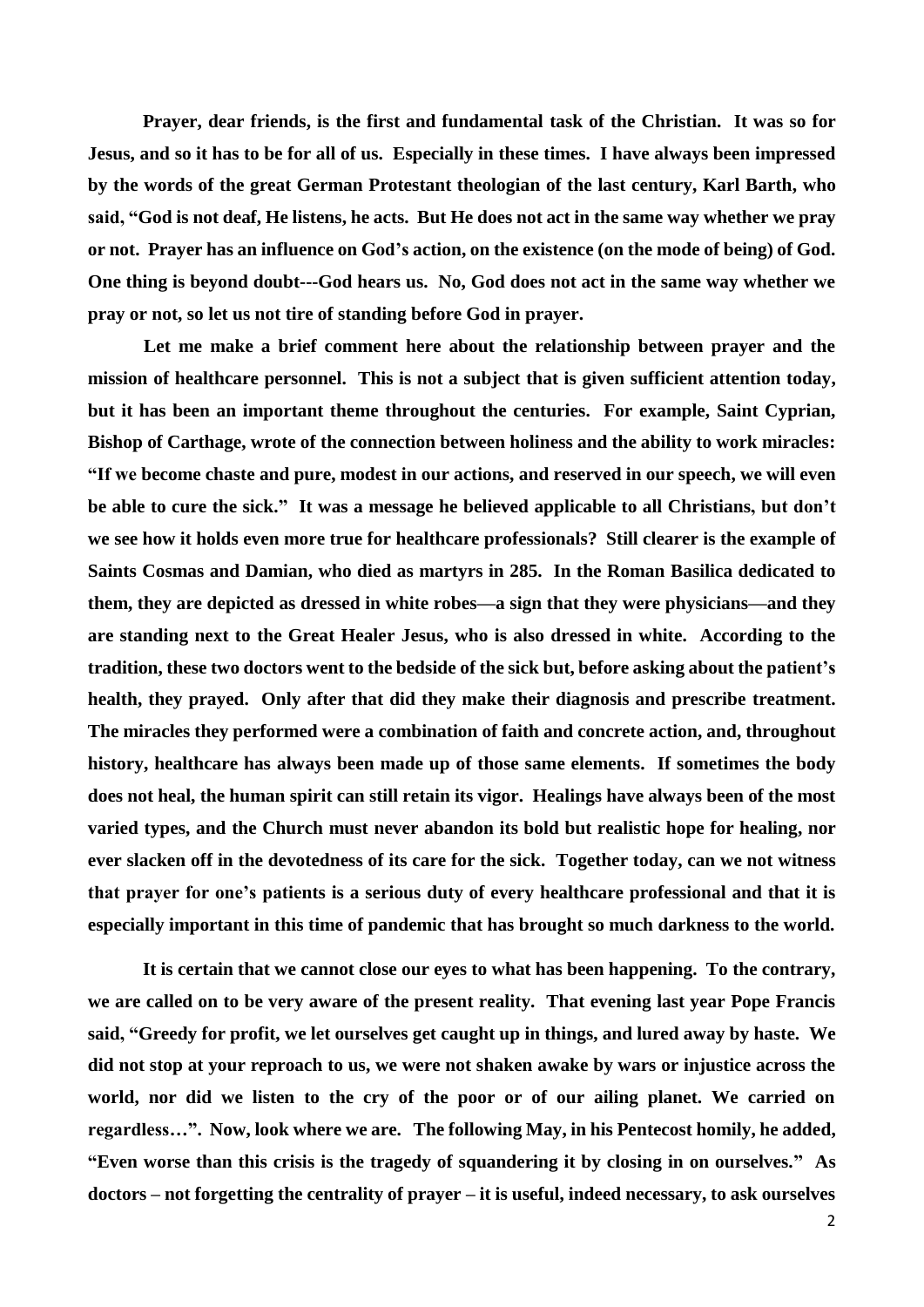**Prayer, dear friends, is the first and fundamental task of the Christian. It was so for Jesus, and so it has to be for all of us. Especially in these times. I have always been impressed by the words of the great German Protestant theologian of the last century, Karl Barth, who said, "God is not deaf, He listens, he acts. But He does not act in the same way whether we pray or not. Prayer has an influence on God's action, on the existence (on the mode of being) of God. One thing is beyond doubt---God hears us. No, God does not act in the same way whether we pray or not, so let us not tire of standing before God in prayer.**

**Let me make a brief comment here about the relationship between prayer and the mission of healthcare personnel. This is not a subject that is given sufficient attention today, but it has been an important theme throughout the centuries. For example, Saint Cyprian, Bishop of Carthage, wrote of the connection between holiness and the ability to work miracles: "If we become chaste and pure, modest in our actions, and reserved in our speech, we will even be able to cure the sick." It was a message he believed applicable to all Christians, but don't we see how it holds even more true for healthcare professionals? Still clearer is the example of Saints Cosmas and Damian, who died as martyrs in 285. In the Roman Basilica dedicated to them, they are depicted as dressed in white robes—a sign that they were physicians—and they are standing next to the Great Healer Jesus, who is also dressed in white. According to the tradition, these two doctors went to the bedside of the sick but, before asking about the patient's health, they prayed. Only after that did they make their diagnosis and prescribe treatment. The miracles they performed were a combination of faith and concrete action, and, throughout history, healthcare has always been made up of those same elements. If sometimes the body does not heal, the human spirit can still retain its vigor. Healings have always been of the most varied types, and the Church must never abandon its bold but realistic hope for healing, nor ever slacken off in the devotedness of its care for the sick. Together today, can we not witness that prayer for one's patients is a serious duty of every healthcare professional and that it is especially important in this time of pandemic that has brought so much darkness to the world.**

**It is certain that we cannot close our eyes to what has been happening. To the contrary, we are called on to be very aware of the present reality. That evening last year Pope Francis said, "Greedy for profit, we let ourselves get caught up in things, and lured away by haste. We did not stop at your reproach to us, we were not shaken awake by wars or injustice across the world, nor did we listen to the cry of the poor or of our ailing planet. We carried on regardless…". Now, look where we are. The following May, in his Pentecost homily, he added, "Even worse than this crisis is the tragedy of squandering it by closing in on ourselves." As doctors – not forgetting the centrality of prayer – it is useful, indeed necessary, to ask ourselves**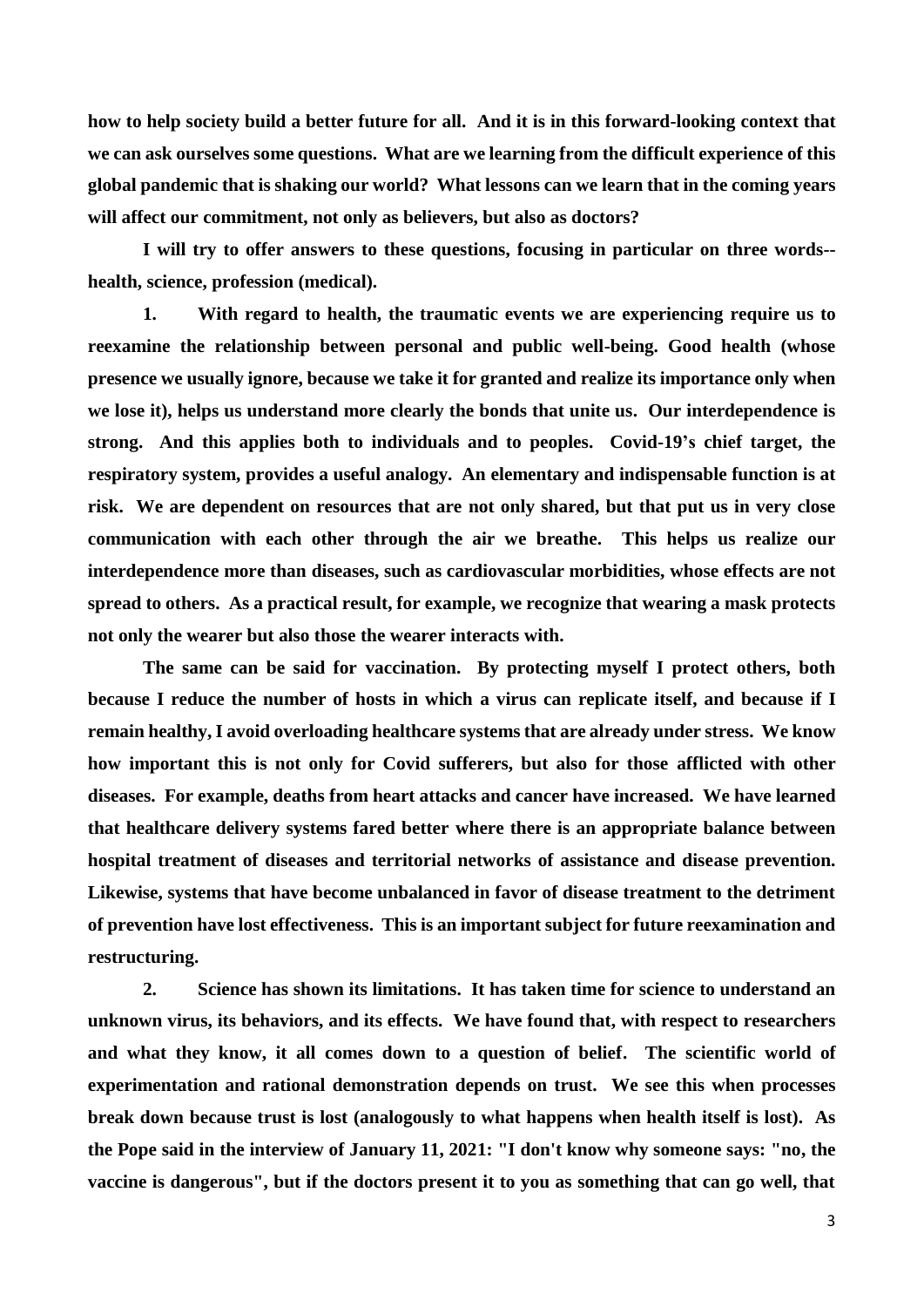**how to help society build a better future for all. And it is in this forward-looking context that we can ask ourselves some questions. What are we learning from the difficult experience of this global pandemic that is shaking our world? What lessons can we learn that in the coming years will affect our commitment, not only as believers, but also as doctors?**

**I will try to offer answers to these questions, focusing in particular on three words--health, science, profession (medical).**

**1. With regard to health, the traumatic events we are experiencing require us to reexamine the relationship between personal and public well-being. Good health (whose presence we usually ignore, because we take it for granted and realize its importance only when we lose it), helps us understand more clearly the bonds that unite us. Our interdependence is strong. And this applies both to individuals and to peoples. Covid-19's chief target, the respiratory system, provides a useful analogy. An elementary and indispensable function is at risk. We are dependent on resources that are not only shared, but that put us in very close communication with each other through the air we breathe. This helps us realize our interdependence more than diseases, such as cardiovascular morbidities, whose effects are not spread to others. As a practical result, for example, we recognize that wearing a mask protects not only the wearer but also those the wearer interacts with.**

**The same can be said for vaccination. By protecting myself I protect others, both because I reduce the number of hosts in which a virus can replicate itself, and because if I remain healthy, I avoid overloading healthcare systems that are already under stress. We know how important this is not only for Covid sufferers, but also for those afflicted with other diseases. For example, deaths from heart attacks and cancer have increased. We have learned that healthcare delivery systems fared better where there is an appropriate balance between hospital treatment of diseases and territorial networks of assistance and disease prevention. Likewise, systems that have become unbalanced in favor of disease treatment to the detriment of prevention have lost effectiveness. This is an important subject for future reexamination and restructuring.**

**2. Science has shown its limitations. It has taken time for science to understand an unknown virus, its behaviors, and its effects. We have found that, with respect to researchers and what they know, it all comes down to a question of belief. The scientific world of experimentation and rational demonstration depends on trust. We see this when processes break down because trust is lost (analogously to what happens when health itself is lost). As the Pope said in the interview of January 11, 2021: "I don't know why someone says: "no, the vaccine is dangerous", but if the doctors present it to you as something that can go well, that**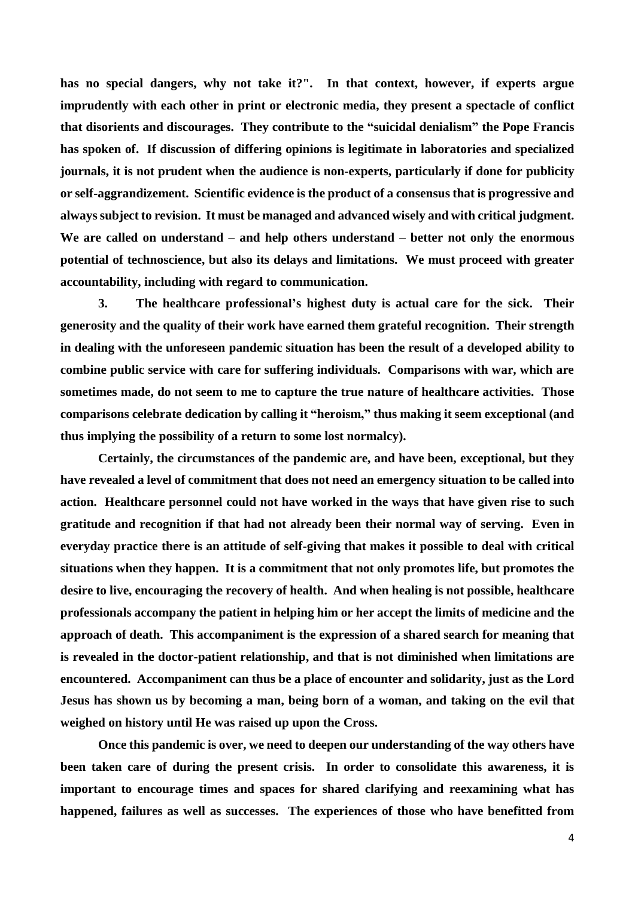**has no special dangers, why not take it?". In that context, however, if experts argue imprudently with each other in print or electronic media, they present a spectacle of conflict that disorients and discourages. They contribute to the "suicidal denialism" the Pope Francis has spoken of. If discussion of differing opinions is legitimate in laboratories and specialized journals, it is not prudent when the audience is non-experts, particularly if done for publicity or self-aggrandizement. Scientific evidence is the product of a consensus that is progressive and always subject to revision. It must be managed and advanced wisely and with critical judgment. We are called on understand – and help others understand – better not only the enormous potential of technoscience, but also its delays and limitations. We must proceed with greater accountability, including with regard to communication.**

**3. The healthcare professional's highest duty is actual care for the sick. Their generosity and the quality of their work have earned them grateful recognition. Their strength in dealing with the unforeseen pandemic situation has been the result of a developed ability to combine public service with care for suffering individuals. Comparisons with war, which are sometimes made, do not seem to me to capture the true nature of healthcare activities. Those comparisons celebrate dedication by calling it "heroism," thus making it seem exceptional (and thus implying the possibility of a return to some lost normalcy).**

**Certainly, the circumstances of the pandemic are, and have been, exceptional, but they have revealed a level of commitment that does not need an emergency situation to be called into action. Healthcare personnel could not have worked in the ways that have given rise to such gratitude and recognition if that had not already been their normal way of serving. Even in everyday practice there is an attitude of self-giving that makes it possible to deal with critical situations when they happen. It is a commitment that not only promotes life, but promotes the desire to live, encouraging the recovery of health. And when healing is not possible, healthcare professionals accompany the patient in helping him or her accept the limits of medicine and the approach of death. This accompaniment is the expression of a shared search for meaning that is revealed in the doctor-patient relationship, and that is not diminished when limitations are encountered. Accompaniment can thus be a place of encounter and solidarity, just as the Lord Jesus has shown us by becoming a man, being born of a woman, and taking on the evil that weighed on history until He was raised up upon the Cross.**

**Once this pandemic is over, we need to deepen our understanding of the way others have been taken care of during the present crisis. In order to consolidate this awareness, it is important to encourage times and spaces for shared clarifying and reexamining what has happened, failures as well as successes. The experiences of those who have benefitted from**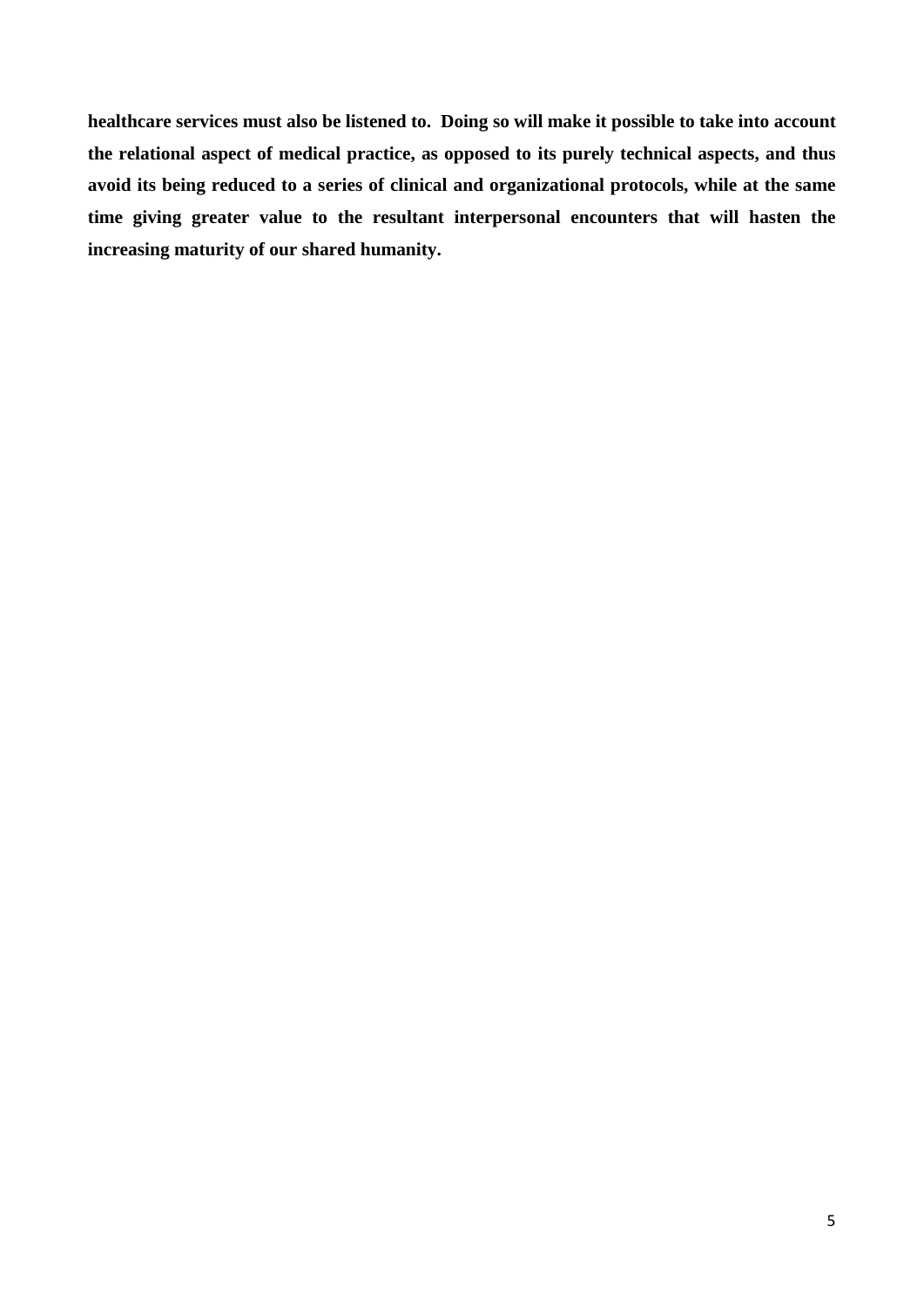**healthcare services must also be listened to. Doing so will make it possible to take into account the relational aspect of medical practice, as opposed to its purely technical aspects, and thus avoid its being reduced to a series of clinical and organizational protocols, while at the same time giving greater value to the resultant interpersonal encounters that will hasten the increasing maturity of our shared humanity.**